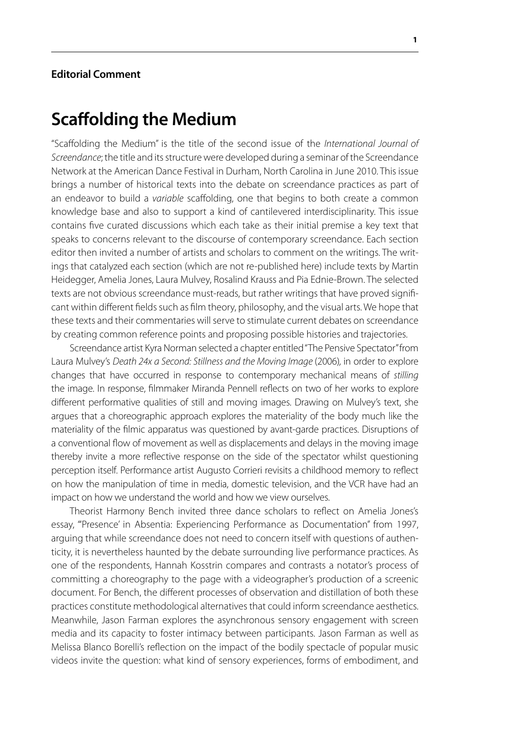**Editorial Comment**

# Scaffolding the Medium

"Scaffolding the Medium" is the title of the second issue of the *International Journal of Screendance*; the title and its structure were developed during a seminar of the Screendance Network at the American Dance Festival in Durham, North Carolina in June 2010. This issue brings a number of historical texts into the debate on screendance practices as part of an endeavor to build a *variable* scaffolding, one that begins to both create a common knowledge base and also to support a kind of cantilevered interdisciplinarity. This issue contains five curated discussions which each take as their initial premise a key text that speaks to concerns relevant to the discourse of contemporary screendance. Each section editor then invited a number of artists and scholars to comment on the writings. The writings that catalyzed each section (which are not re-published here) include texts by Martin Heidegger, Amelia Jones, Laura Mulvey, Rosalind Krauss and Pia Ednie-Brown. The selected texts are not obvious screendance must-reads, but rather writings that have proved significant within different fields such as film theory, philosophy, and the visual arts. We hope that these texts and their commentaries will serve to stimulate current debates on screendance by creating common reference points and proposing possible histories and trajectories.

Screendance artist Kyra Norman selected a chapter entitled "The Pensive Spectator" from Laura Mulvey's *Death 24x a Second: Stillness and the Moving Image* (2006), in order to explore changes that have occurred in response to contemporary mechanical means of *stilling* the image. In response, filmmaker Miranda Pennell reflects on two of her works to explore different performative qualities of still and moving images. Drawing on Mulvey's text, she argues that a choreographic approach explores the materiality of the body much like the materiality of the filmic apparatus was questioned by avant-garde practices. Disruptions of a conventional flow of movement as well as displacements and delays in the moving image thereby invite a more reflective response on the side of the spectator whilst questioning perception itself. Performance artist Augusto Corrieri revisits a childhood memory to reflect on how the manipulation of time in media, domestic television, and the VCR have had an impact on how we understand the world and how we view ourselves.

Theorist Harmony Bench invited three dance scholars to reflect on Amelia Jones's essay, "'Presence' in Absentia: Experiencing Performance as Documentation" from 1997, arguing that while screendance does not need to concern itself with questions of authenticity, it is nevertheless haunted by the debate surrounding live performance practices. As one of the respondents, Hannah Kosstrin compares and contrasts a notator's process of committing a choreography to the page with a videographer's production of a screenic document. For Bench, the different processes of observation and distillation of both these practices constitute methodological alternatives that could inform screendance aesthetics. Meanwhile, Jason Farman explores the asynchronous sensory engagement with screen media and its capacity to foster intimacy between participants. Jason Farman as well as Melissa Blanco Borelli's reflection on the impact of the bodily spectacle of popular music videos invite the question: what kind of sensory experiences, forms of embodiment, and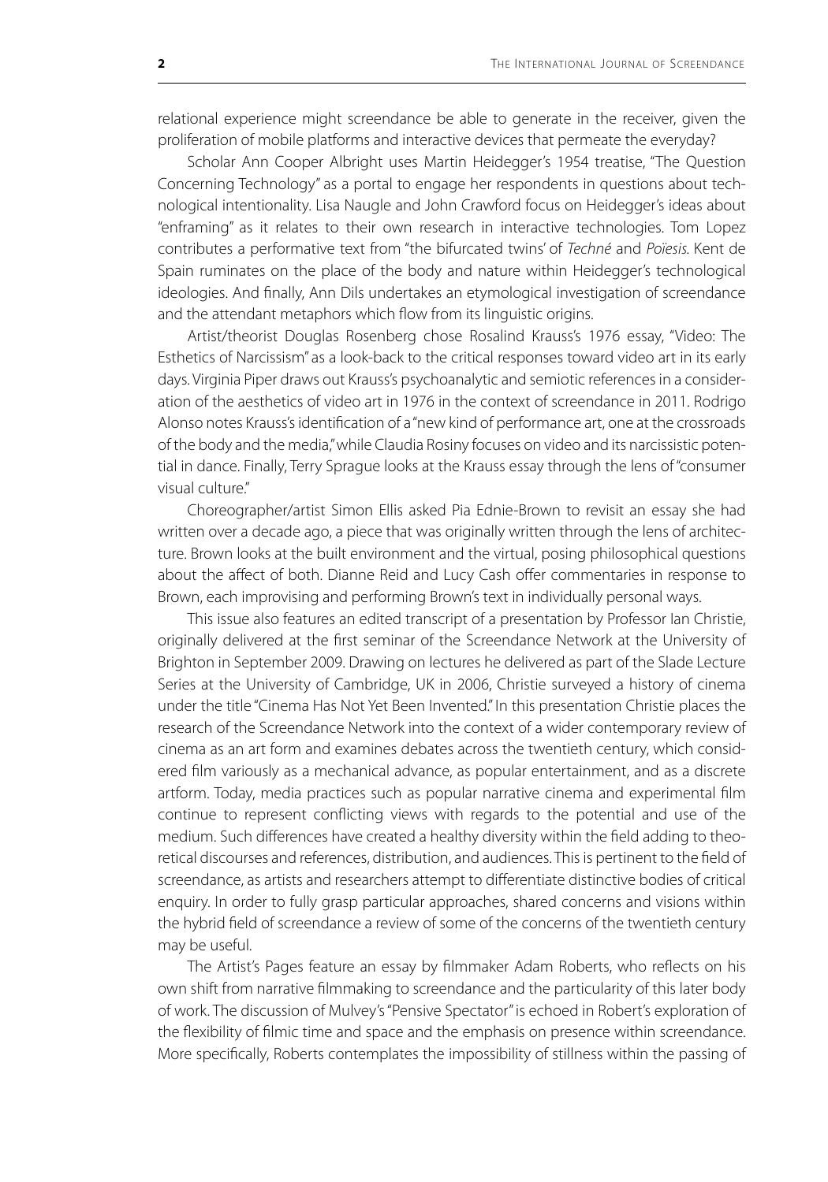relational experience might screendance be able to generate in the receiver, given the proliferation of mobile platforms and interactive devices that permeate the everyday?

Scholar Ann Cooper Albright uses Martin Heidegger's 1954 treatise, "The Question Concerning Technology" as a portal to engage her respondents in questions about technological intentionality. Lisa Naugle and John Crawford focus on Heidegger's ideas about "enframing" as it relates to their own research in interactive technologies. Tom Lopez contributes a performative text from "the bifurcated twins' of *Techné* and *Poïesis*. Kent de Spain ruminates on the place of the body and nature within Heidegger's technological ideologies. And finally, Ann Dils undertakes an etymological investigation of screendance and the attendant metaphors which flow from its linguistic origins.

Artist/theorist Douglas Rosenberg chose Rosalind Krauss's 1976 essay, "Video: The Esthetics of Narcissism" as a look-back to the critical responses toward video art in its early days. Virginia Piper draws out Krauss's psychoanalytic and semiotic references in a consideration of the aesthetics of video art in 1976 in the context of screendance in 2011. Rodrigo Alonso notes Krauss's identification of a "new kind of performance art, one at the crossroads of the body and the media," while Claudia Rosiny focuses on video and its narcissistic potential in dance. Finally, Terry Sprague looks at the Krauss essay through the lens of "consumer visual culture."

Choreographer/artist Simon Ellis asked Pia Ednie-Brown to revisit an essay she had written over a decade ago, a piece that was originally written through the lens of architecture. Brown looks at the built environment and the virtual, posing philosophical questions about the affect of both. Dianne Reid and Lucy Cash offer commentaries in response to Brown, each improvising and performing Brown's text in individually personal ways.

This issue also features an edited transcript of a presentation by Professor Ian Christie, originally delivered at the first seminar of the Screendance Network at the University of Brighton in September 2009. Drawing on lectures he delivered as part of the Slade Lecture Series at the University of Cambridge, UK in 2006, Christie surveyed a history of cinema under the title "Cinema Has Not Yet Been Invented." In this presentation Christie places the research of the Screendance Network into the context of a wider contemporary review of cinema as an art form and examines debates across the twentieth century, which considered film variously as a mechanical advance, as popular entertainment, and as a discrete artform. Today, media practices such as popular narrative cinema and experimental film continue to represent conflicting views with regards to the potential and use of the medium. Such differences have created a healthy diversity within the field adding to theoretical discourses and references, distribution, and audiences. This is pertinent to the field of screendance, as artists and researchers attempt to differentiate distinctive bodies of critical enquiry. In order to fully grasp particular approaches, shared concerns and visions within the hybrid field of screendance a review of some of the concerns of the twentieth century may be useful.

The Artist's Pages feature an essay by filmmaker Adam Roberts, who reflects on his own shift from narrative filmmaking to screendance and the particularity of this later body of work. The discussion of Mulvey's "Pensive Spectator" is echoed in Robert's exploration of the flexibility of filmic time and space and the emphasis on presence within screendance. More specifically, Roberts contemplates the impossibility of stillness within the passing of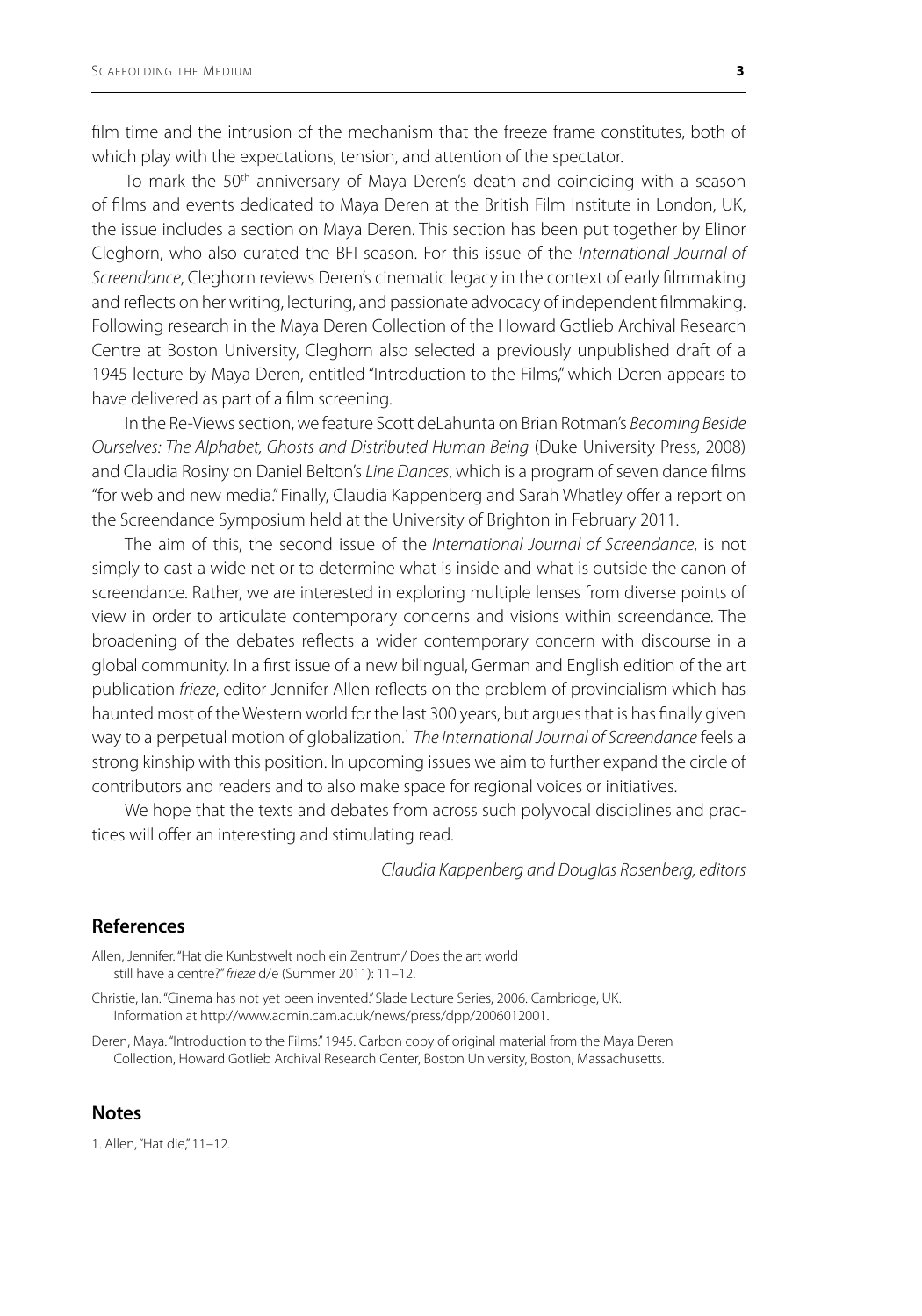film time and the intrusion of the mechanism that the freeze frame constitutes, both of which play with the expectations, tension, and attention of the spectator.

To mark the 50th anniversary of Maya Deren's death and coinciding with a season of films and events dedicated to Maya Deren at the British Film Institute in London, UK, the issue includes a section on Maya Deren. This section has been put together by Elinor Cleghorn, who also curated the BFI season. For this issue of the *International Journal of Screendance*, Cleghorn reviews Deren's cinematic legacy in the context of early filmmaking and reflects on her writing, lecturing, and passionate advocacy of independent filmmaking. Following research in the Maya Deren Collection of the Howard Gotlieb Archival Research Centre at Boston University, Cleghorn also selected a previously unpublished draft of a 1945 lecture by Maya Deren, entitled "Introduction to the Films," which Deren appears to have delivered as part of a film screening.

In the Re-Views section, we feature Scott deLahunta on Brian Rotman's *Becoming Beside Ourselves: The Alphabet, Ghosts and Distributed Human Being* (Duke University Press, 2008) and Claudia Rosiny on Daniel Belton's *Line Dances*, which is a program of seven dance films "for web and new media." Finally, Claudia Kappenberg and Sarah Whatley offer a report on the Screendance Symposium held at the University of Brighton in February 2011.

The aim of this, the second issue of the *International Journal of Screendance*, is not simply to cast a wide net or to determine what is inside and what is outside the canon of screendance. Rather, we are interested in exploring multiple lenses from diverse points of view in order to articulate contemporary concerns and visions within screendance. The broadening of the debates reflects a wider contemporary concern with discourse in a global community. In a first issue of a new bilingual, German and English edition of the art publication *frieze*, editor Jennifer Allen reflects on the problem of provincialism which has haunted most of the Western world for the last 300 years, but argues that is has finally given way to a perpetual motion of globalization.[1] *The International Journal of Screendance* feels a strong kinship with this position. In upcoming issues we aim to further expand the circle of contributors and readers and to also make space for regional voices or initiatives.

We hope that the texts and debates from across such polyvocal disciplines and practices will offer an interesting and stimulating read.

*Claudia Kappenberg and Douglas Rosenberg, editors*

## References

Allen, Jennifer. "Hat die Kunbstwelt noch ein Zentrum/ Does the art world still have a centre?" *frieze* d/e (Summer 2011): 11–12.

Christie, Ian. "Cinema has not yet been invented." Slade Lecture Series, 2006. Cambridge, UK. Information at http://www.admin.cam.ac.uk/news/press/dpp/2006012001.

Deren, Maya. "Introduction to the Films." 1945. Carbon copy of original material from the Maya Deren Collection, Howard Gotlieb Archival Research Center, Boston University, Boston, Massachusetts.

## Notes

1. Allen, "Hat die," 11–12.